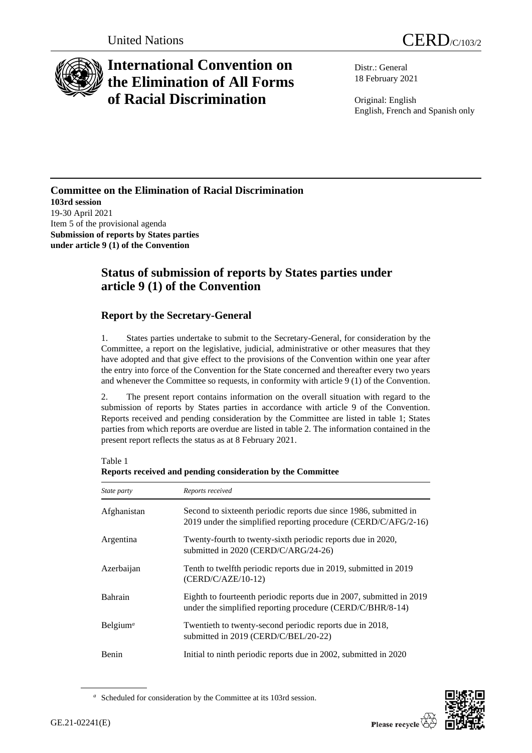United Nations CERD/C/103/2

# International Convention on the Elimination of All Forms of Racial Discrimination

Distr.: General
18 February 2021

Original: English
English, French and Spanish only

**Committee on the Elimination of Racial Discrimination**
**103rd session**
19-30 April 2021
Item 5 of the provisional agenda
**Submission of reports by States parties under article 9 (1) of the Convention**

## Status of submission of reports by States parties under article 9 (1) of the Convention

### Report by the Secretary-General

1. States parties undertake to submit to the Secretary-General, for consideration by the Committee, a report on the legislative, judicial, administrative or other measures that they have adopted and that give effect to the provisions of the Convention within one year after the entry into force of the Convention for the State concerned and thereafter every two years and whenever the Committee so requests, in conformity with article 9 (1) of the Convention.

2. The present report contains information on the overall situation with regard to the submission of reports by States parties in accordance with article 9 of the Convention. Reports received and pending consideration by the Committee are listed in table 1; States parties from which reports are overdue are listed in table 2. The information contained in the present report reflects the status as at 8 February 2021.

Table 1
**Reports received and pending consideration by the Committee**

| *State party* | *Reports received* |
|---|---|
| Afghanistan | Second to sixteenth periodic reports due since 1986, submitted in 2019 under the simplified reporting procedure (CERD/C/AFG/2-16) |
| Argentina | Twenty-fourth to twenty-sixth periodic reports due in 2020, submitted in 2020 (CERD/C/ARG/24-26) |
| Azerbaijan | Tenth to twelfth periodic reports due in 2019, submitted in 2019 (CERD/C/AZE/10-12) |
| Bahrain | Eighth to fourteenth periodic reports due in 2007, submitted in 2019 under the simplified reporting procedure (CERD/C/BHR/8-14) |
| Belgium[a] | Twentieth to twenty-second periodic reports due in 2018, submitted in 2019 (CERD/C/BEL/20-22) |
| Benin | Initial to ninth periodic reports due in 2002, submitted in 2020 |

[a] Scheduled for consideration by the Committee at its 103rd session.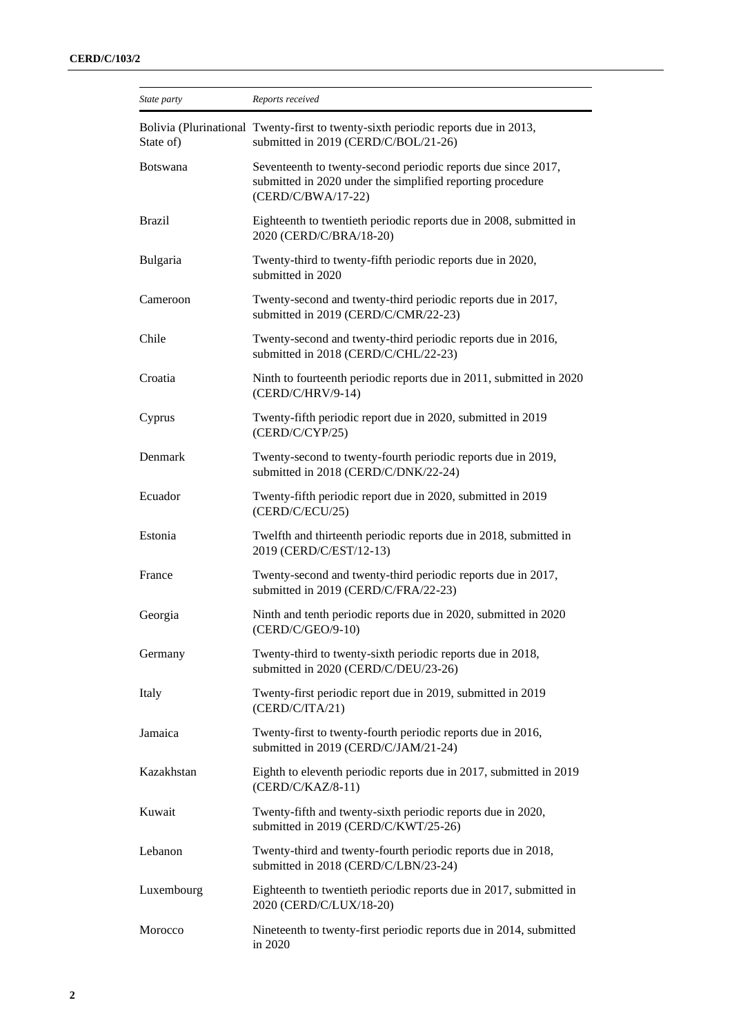| *State party* | *Reports received* |
| --- | --- |
| Bolivia (Plurinational State of) | Twenty-first to twenty-sixth periodic reports due in 2013, submitted in 2019 (CERD/C/BOL/21-26) |
| Botswana | Seventeenth to twenty-second periodic reports due since 2017, submitted in 2020 under the simplified reporting procedure (CERD/C/BWA/17-22) |
| Brazil | Eighteenth to twentieth periodic reports due in 2008, submitted in 2020 (CERD/C/BRA/18-20) |
| Bulgaria | Twenty-third to twenty-fifth periodic reports due in 2020, submitted in 2020 |
| Cameroon | Twenty-second and twenty-third periodic reports due in 2017, submitted in 2019 (CERD/C/CMR/22-23) |
| Chile | Twenty-second and twenty-third periodic reports due in 2016, submitted in 2018 (CERD/C/CHL/22-23) |
| Croatia | Ninth to fourteenth periodic reports due in 2011, submitted in 2020 (CERD/C/HRV/9-14) |
| Cyprus | Twenty-fifth periodic report due in 2020, submitted in 2019 (CERD/C/CYP/25) |
| Denmark | Twenty-second to twenty-fourth periodic reports due in 2019, submitted in 2018 (CERD/C/DNK/22-24) |
| Ecuador | Twenty-fifth periodic report due in 2020, submitted in 2019 (CERD/C/ECU/25) |
| Estonia | Twelfth and thirteenth periodic reports due in 2018, submitted in 2019 (CERD/C/EST/12-13) |
| France | Twenty-second and twenty-third periodic reports due in 2017, submitted in 2019 (CERD/C/FRA/22-23) |
| Georgia | Ninth and tenth periodic reports due in 2020, submitted in 2020 (CERD/C/GEO/9-10) |
| Germany | Twenty-third to twenty-sixth periodic reports due in 2018, submitted in 2020 (CERD/C/DEU/23-26) |
| Italy | Twenty-first periodic report due in 2019, submitted in 2019 (CERD/C/ITA/21) |
| Jamaica | Twenty-first to twenty-fourth periodic reports due in 2016, submitted in 2019 (CERD/C/JAM/21-24) |
| Kazakhstan | Eighth to eleventh periodic reports due in 2017, submitted in 2019 (CERD/C/KAZ/8-11) |
| Kuwait | Twenty-fifth and twenty-sixth periodic reports due in 2020, submitted in 2019 (CERD/C/KWT/25-26) |
| Lebanon | Twenty-third and twenty-fourth periodic reports due in 2018, submitted in 2018 (CERD/C/LBN/23-24) |
| Luxembourg | Eighteenth to twentieth periodic reports due in 2017, submitted in 2020 (CERD/C/LUX/18-20) |
| Morocco | Nineteenth to twenty-first periodic reports due in 2014, submitted in 2020 |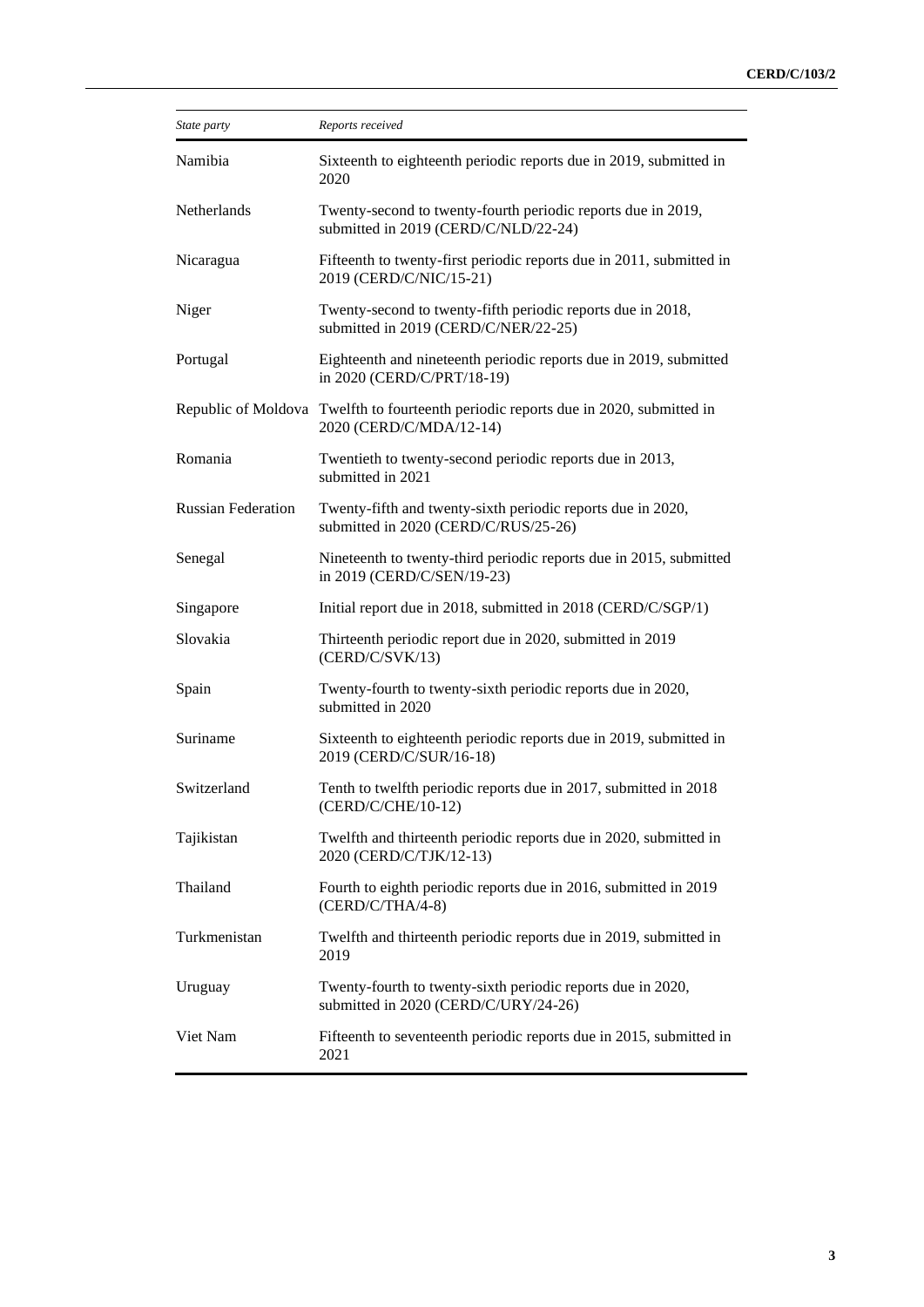| *State party* | *Reports received* |
| --- | --- |
| Namibia | Sixteenth to eighteenth periodic reports due in 2019, submitted in 2020 |
| Netherlands | Twenty-second to twenty-fourth periodic reports due in 2019, submitted in 2019 (CERD/C/NLD/22-24) |
| Nicaragua | Fifteenth to twenty-first periodic reports due in 2011, submitted in 2019 (CERD/C/NIC/15-21) |
| Niger | Twenty-second to twenty-fifth periodic reports due in 2018, submitted in 2019 (CERD/C/NER/22-25) |
| Portugal | Eighteenth and nineteenth periodic reports due in 2019, submitted in 2020 (CERD/C/PRT/18-19) |
| Republic of Moldova | Twelfth to fourteenth periodic reports due in 2020, submitted in 2020 (CERD/C/MDA/12-14) |
| Romania | Twentieth to twenty-second periodic reports due in 2013, submitted in 2021 |
| Russian Federation | Twenty-fifth and twenty-sixth periodic reports due in 2020, submitted in 2020 (CERD/C/RUS/25-26) |
| Senegal | Nineteenth to twenty-third periodic reports due in 2015, submitted in 2019 (CERD/C/SEN/19-23) |
| Singapore | Initial report due in 2018, submitted in 2018 (CERD/C/SGP/1) |
| Slovakia | Thirteenth periodic report due in 2020, submitted in 2019 (CERD/C/SVK/13) |
| Spain | Twenty-fourth to twenty-sixth periodic reports due in 2020, submitted in 2020 |
| Suriname | Sixteenth to eighteenth periodic reports due in 2019, submitted in 2019 (CERD/C/SUR/16-18) |
| Switzerland | Tenth to twelfth periodic reports due in 2017, submitted in 2018 (CERD/C/CHE/10-12) |
| Tajikistan | Twelfth and thirteenth periodic reports due in 2020, submitted in 2020 (CERD/C/TJK/12-13) |
| Thailand | Fourth to eighth periodic reports due in 2016, submitted in 2019 (CERD/C/THA/4-8) |
| Turkmenistan | Twelfth and thirteenth periodic reports due in 2019, submitted in 2019 |
| Uruguay | Twenty-fourth to twenty-sixth periodic reports due in 2020, submitted in 2020 (CERD/C/URY/24-26) |
| Viet Nam | Fifteenth to seventeenth periodic reports due in 2015, submitted in 2021 |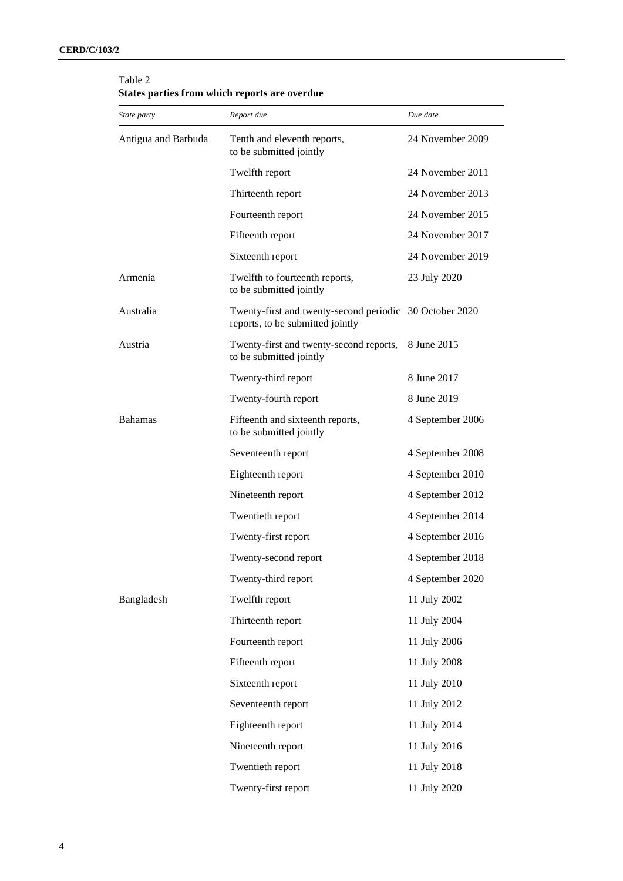Table 2
**States parties from which reports are overdue**

| *State party* | *Report due* | *Due date* |
|---|---|---|
| Antigua and Barbuda | Tenth and eleventh reports, to be submitted jointly | 24 November 2009 |
| | Twelfth report | 24 November 2011 |
| | Thirteenth report | 24 November 2013 |
| | Fourteenth report | 24 November 2015 |
| | Fifteenth report | 24 November 2017 |
| | Sixteenth report | 24 November 2019 |
| Armenia | Twelfth to fourteenth reports, to be submitted jointly | 23 July 2020 |
| Australia | Twenty-first and twenty-second periodic reports, to be submitted jointly | 30 October 2020 |
| Austria | Twenty-first and twenty-second reports, to be submitted jointly | 8 June 2015 |
| | Twenty-third report | 8 June 2017 |
| | Twenty-fourth report | 8 June 2019 |
| Bahamas | Fifteenth and sixteenth reports, to be submitted jointly | 4 September 2006 |
| | Seventeenth report | 4 September 2008 |
| | Eighteenth report | 4 September 2010 |
| | Nineteenth report | 4 September 2012 |
| | Twentieth report | 4 September 2014 |
| | Twenty-first report | 4 September 2016 |
| | Twenty-second report | 4 September 2018 |
| | Twenty-third report | 4 September 2020 |
| Bangladesh | Twelfth report | 11 July 2002 |
| | Thirteenth report | 11 July 2004 |
| | Fourteenth report | 11 July 2006 |
| | Fifteenth report | 11 July 2008 |
| | Sixteenth report | 11 July 2010 |
| | Seventeenth report | 11 July 2012 |
| | Eighteenth report | 11 July 2014 |
| | Nineteenth report | 11 July 2016 |
| | Twentieth report | 11 July 2018 |
| | Twenty-first report | 11 July 2020 |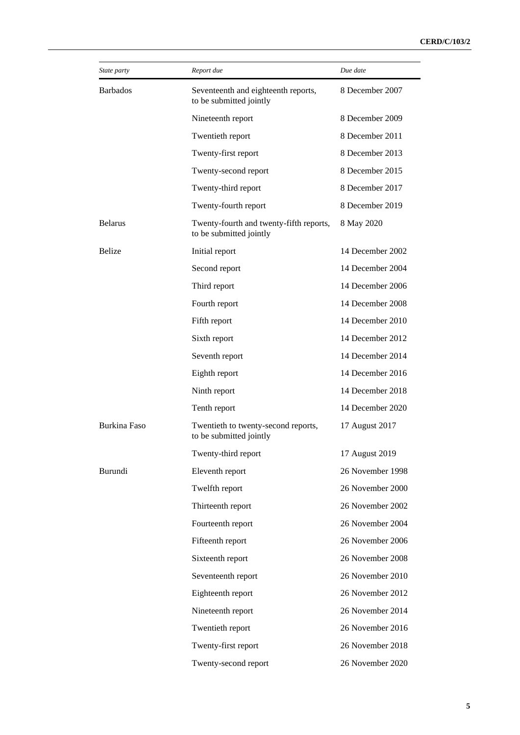| *State party* | *Report due* | *Due date* |
|---|---|---|
| Barbados | Seventeenth and eighteenth reports, to be submitted jointly | 8 December 2007 |
| | Nineteenth report | 8 December 2009 |
| | Twentieth report | 8 December 2011 |
| | Twenty-first report | 8 December 2013 |
| | Twenty-second report | 8 December 2015 |
| | Twenty-third report | 8 December 2017 |
| | Twenty-fourth report | 8 December 2019 |
| Belarus | Twenty-fourth and twenty-fifth reports, to be submitted jointly | 8 May 2020 |
| Belize | Initial report | 14 December 2002 |
| | Second report | 14 December 2004 |
| | Third report | 14 December 2006 |
| | Fourth report | 14 December 2008 |
| | Fifth report | 14 December 2010 |
| | Sixth report | 14 December 2012 |
| | Seventh report | 14 December 2014 |
| | Eighth report | 14 December 2016 |
| | Ninth report | 14 December 2018 |
| | Tenth report | 14 December 2020 |
| Burkina Faso | Twentieth to twenty-second reports, to be submitted jointly | 17 August 2017 |
| | Twenty-third report | 17 August 2019 |
| Burundi | Eleventh report | 26 November 1998 |
| | Twelfth report | 26 November 2000 |
| | Thirteenth report | 26 November 2002 |
| | Fourteenth report | 26 November 2004 |
| | Fifteenth report | 26 November 2006 |
| | Sixteenth report | 26 November 2008 |
| | Seventeenth report | 26 November 2010 |
| | Eighteenth report | 26 November 2012 |
| | Nineteenth report | 26 November 2014 |
| | Twentieth report | 26 November 2016 |
| | Twenty-first report | 26 November 2018 |
| | Twenty-second report | 26 November 2020 |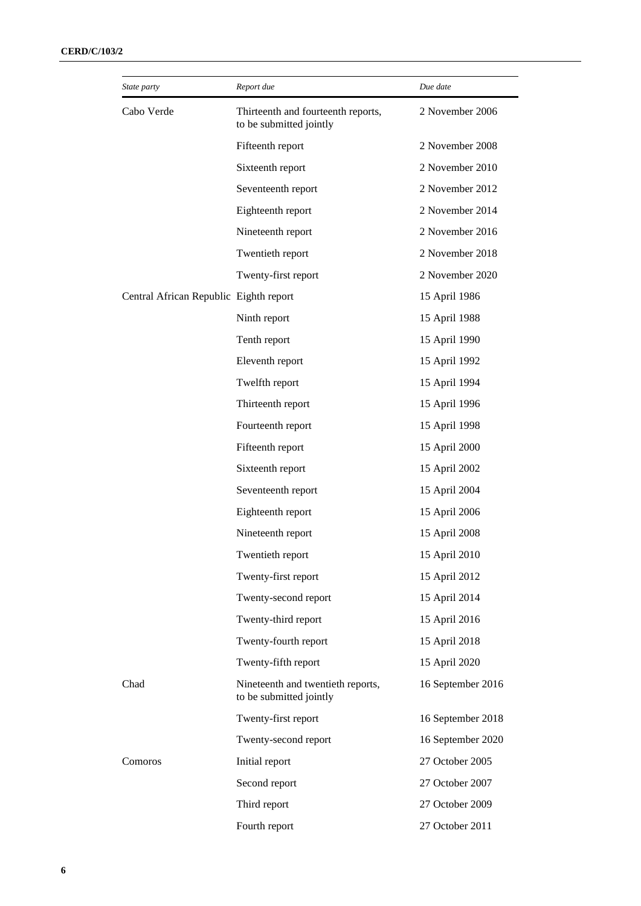| *State party* | *Report due* | *Due date* |
|---|---|---|
| Cabo Verde | Thirteenth and fourteenth reports, to be submitted jointly | 2 November 2006 |
| | Fifteenth report | 2 November 2008 |
| | Sixteenth report | 2 November 2010 |
| | Seventeenth report | 2 November 2012 |
| | Eighteenth report | 2 November 2014 |
| | Nineteenth report | 2 November 2016 |
| | Twentieth report | 2 November 2018 |
| | Twenty-first report | 2 November 2020 |
| Central African Republic | Eighth report | 15 April 1986 |
| | Ninth report | 15 April 1988 |
| | Tenth report | 15 April 1990 |
| | Eleventh report | 15 April 1992 |
| | Twelfth report | 15 April 1994 |
| | Thirteenth report | 15 April 1996 |
| | Fourteenth report | 15 April 1998 |
| | Fifteenth report | 15 April 2000 |
| | Sixteenth report | 15 April 2002 |
| | Seventeenth report | 15 April 2004 |
| | Eighteenth report | 15 April 2006 |
| | Nineteenth report | 15 April 2008 |
| | Twentieth report | 15 April 2010 |
| | Twenty-first report | 15 April 2012 |
| | Twenty-second report | 15 April 2014 |
| | Twenty-third report | 15 April 2016 |
| | Twenty-fourth report | 15 April 2018 |
| | Twenty-fifth report | 15 April 2020 |
| Chad | Nineteenth and twentieth reports, to be submitted jointly | 16 September 2016 |
| | Twenty-first report | 16 September 2018 |
| | Twenty-second report | 16 September 2020 |
| Comoros | Initial report | 27 October 2005 |
| | Second report | 27 October 2007 |
| | Third report | 27 October 2009 |
| | Fourth report | 27 October 2011 |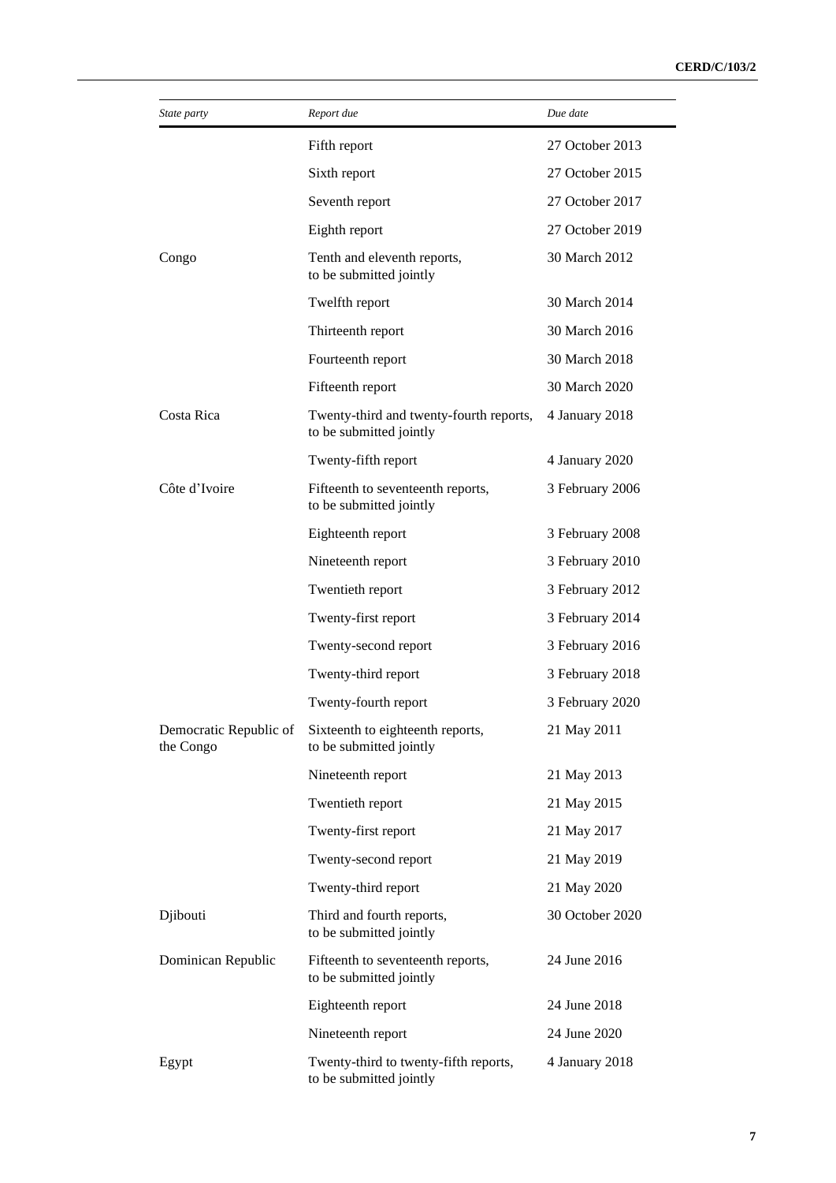| *State party* | *Report due* | *Due date* |
|---|---|---|
| | Fifth report | 27 October 2013 |
| | Sixth report | 27 October 2015 |
| | Seventh report | 27 October 2017 |
| | Eighth report | 27 October 2019 |
| Congo | Tenth and eleventh reports, to be submitted jointly | 30 March 2012 |
| | Twelfth report | 30 March 2014 |
| | Thirteenth report | 30 March 2016 |
| | Fourteenth report | 30 March 2018 |
| | Fifteenth report | 30 March 2020 |
| Costa Rica | Twenty-third and twenty-fourth reports, to be submitted jointly | 4 January 2018 |
| | Twenty-fifth report | 4 January 2020 |
| Côte d'Ivoire | Fifteenth to seventeenth reports, to be submitted jointly | 3 February 2006 |
| | Eighteenth report | 3 February 2008 |
| | Nineteenth report | 3 February 2010 |
| | Twentieth report | 3 February 2012 |
| | Twenty-first report | 3 February 2014 |
| | Twenty-second report | 3 February 2016 |
| | Twenty-third report | 3 February 2018 |
| | Twenty-fourth report | 3 February 2020 |
| Democratic Republic of the Congo | Sixteenth to eighteenth reports, to be submitted jointly | 21 May 2011 |
| | Nineteenth report | 21 May 2013 |
| | Twentieth report | 21 May 2015 |
| | Twenty-first report | 21 May 2017 |
| | Twenty-second report | 21 May 2019 |
| | Twenty-third report | 21 May 2020 |
| Djibouti | Third and fourth reports, to be submitted jointly | 30 October 2020 |
| Dominican Republic | Fifteenth to seventeenth reports, to be submitted jointly | 24 June 2016 |
| | Eighteenth report | 24 June 2018 |
| | Nineteenth report | 24 June 2020 |
| Egypt | Twenty-third to twenty-fifth reports, to be submitted jointly | 4 January 2018 |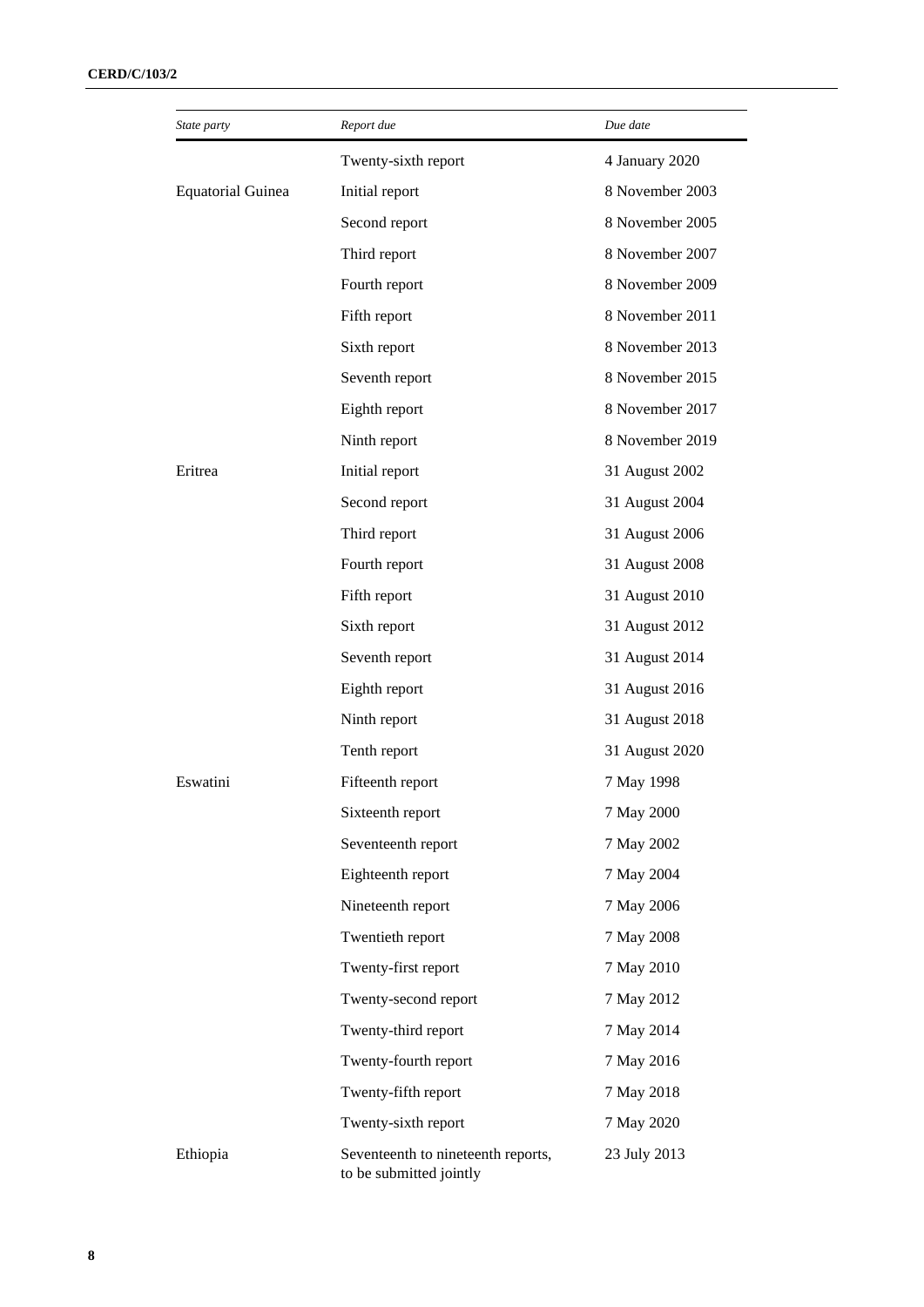| State party | Report due | Due date |
|---|---|---|
| | Twenty-sixth report | 4 January 2020 |
| Equatorial Guinea | Initial report | 8 November 2003 |
| | Second report | 8 November 2005 |
| | Third report | 8 November 2007 |
| | Fourth report | 8 November 2009 |
| | Fifth report | 8 November 2011 |
| | Sixth report | 8 November 2013 |
| | Seventh report | 8 November 2015 |
| | Eighth report | 8 November 2017 |
| | Ninth report | 8 November 2019 |
| Eritrea | Initial report | 31 August 2002 |
| | Second report | 31 August 2004 |
| | Third report | 31 August 2006 |
| | Fourth report | 31 August 2008 |
| | Fifth report | 31 August 2010 |
| | Sixth report | 31 August 2012 |
| | Seventh report | 31 August 2014 |
| | Eighth report | 31 August 2016 |
| | Ninth report | 31 August 2018 |
| | Tenth report | 31 August 2020 |
| Eswatini | Fifteenth report | 7 May 1998 |
| | Sixteenth report | 7 May 2000 |
| | Seventeenth report | 7 May 2002 |
| | Eighteenth report | 7 May 2004 |
| | Nineteenth report | 7 May 2006 |
| | Twentieth report | 7 May 2008 |
| | Twenty-first report | 7 May 2010 |
| | Twenty-second report | 7 May 2012 |
| | Twenty-third report | 7 May 2014 |
| | Twenty-fourth report | 7 May 2016 |
| | Twenty-fifth report | 7 May 2018 |
| | Twenty-sixth report | 7 May 2020 |
| Ethiopia | Seventeenth to nineteenth reports, to be submitted jointly | 23 July 2013 |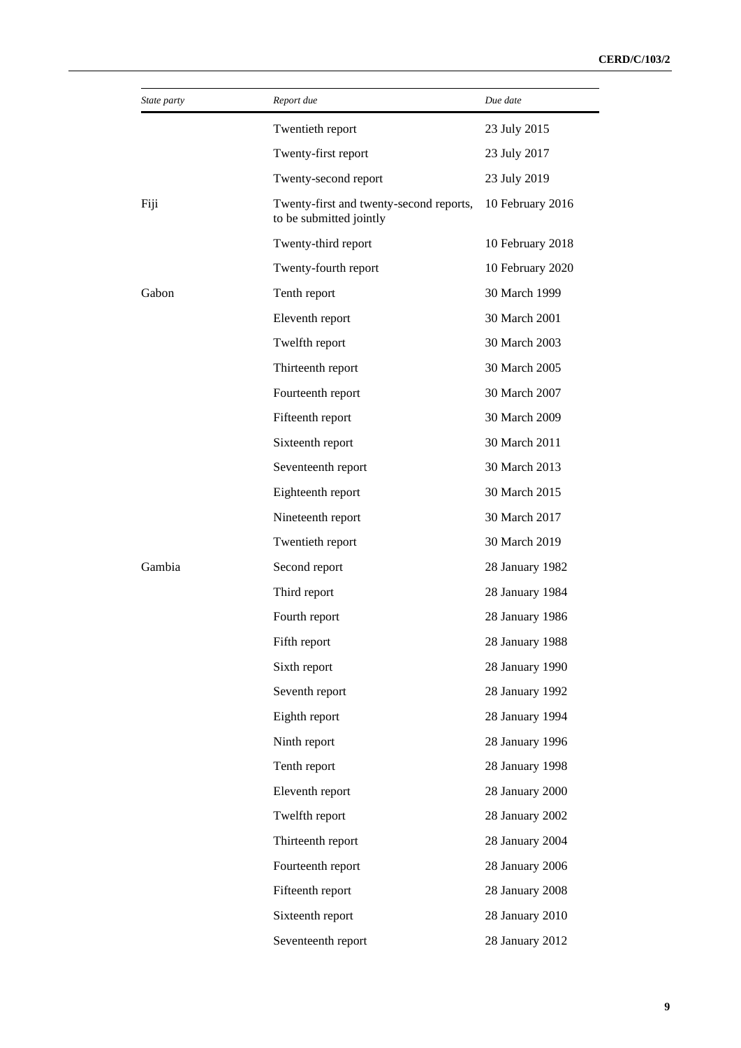| *State party* | *Report due* | *Due date* |
| --- | --- | --- |
| | Twentieth report | 23 July 2015 |
| | Twenty-first report | 23 July 2017 |
| | Twenty-second report | 23 July 2019 |
| Fiji | Twenty-first and twenty-second reports, to be submitted jointly | 10 February 2016 |
| | Twenty-third report | 10 February 2018 |
| | Twenty-fourth report | 10 February 2020 |
| Gabon | Tenth report | 30 March 1999 |
| | Eleventh report | 30 March 2001 |
| | Twelfth report | 30 March 2003 |
| | Thirteenth report | 30 March 2005 |
| | Fourteenth report | 30 March 2007 |
| | Fifteenth report | 30 March 2009 |
| | Sixteenth report | 30 March 2011 |
| | Seventeenth report | 30 March 2013 |
| | Eighteenth report | 30 March 2015 |
| | Nineteenth report | 30 March 2017 |
| | Twentieth report | 30 March 2019 |
| Gambia | Second report | 28 January 1982 |
| | Third report | 28 January 1984 |
| | Fourth report | 28 January 1986 |
| | Fifth report | 28 January 1988 |
| | Sixth report | 28 January 1990 |
| | Seventh report | 28 January 1992 |
| | Eighth report | 28 January 1994 |
| | Ninth report | 28 January 1996 |
| | Tenth report | 28 January 1998 |
| | Eleventh report | 28 January 2000 |
| | Twelfth report | 28 January 2002 |
| | Thirteenth report | 28 January 2004 |
| | Fourteenth report | 28 January 2006 |
| | Fifteenth report | 28 January 2008 |
| | Sixteenth report | 28 January 2010 |
| | Seventeenth report | 28 January 2012 |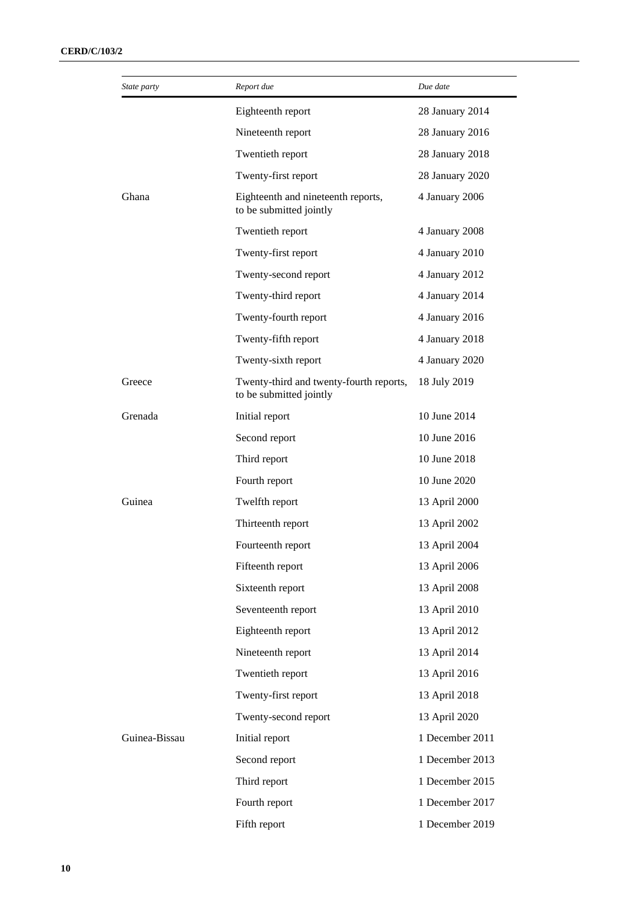| State party | Report due | Due date |
| --- | --- | --- |
| | Eighteenth report | 28 January 2014 |
| | Nineteenth report | 28 January 2016 |
| | Twentieth report | 28 January 2018 |
| | Twenty-first report | 28 January 2020 |
| Ghana | Eighteenth and nineteenth reports, to be submitted jointly | 4 January 2006 |
| | Twentieth report | 4 January 2008 |
| | Twenty-first report | 4 January 2010 |
| | Twenty-second report | 4 January 2012 |
| | Twenty-third report | 4 January 2014 |
| | Twenty-fourth report | 4 January 2016 |
| | Twenty-fifth report | 4 January 2018 |
| | Twenty-sixth report | 4 January 2020 |
| Greece | Twenty-third and twenty-fourth reports, to be submitted jointly | 18 July 2019 |
| Grenada | Initial report | 10 June 2014 |
| | Second report | 10 June 2016 |
| | Third report | 10 June 2018 |
| | Fourth report | 10 June 2020 |
| Guinea | Twelfth report | 13 April 2000 |
| | Thirteenth report | 13 April 2002 |
| | Fourteenth report | 13 April 2004 |
| | Fifteenth report | 13 April 2006 |
| | Sixteenth report | 13 April 2008 |
| | Seventeenth report | 13 April 2010 |
| | Eighteenth report | 13 April 2012 |
| | Nineteenth report | 13 April 2014 |
| | Twentieth report | 13 April 2016 |
| | Twenty-first report | 13 April 2018 |
| | Twenty-second report | 13 April 2020 |
| Guinea-Bissau | Initial report | 1 December 2011 |
| | Second report | 1 December 2013 |
| | Third report | 1 December 2015 |
| | Fourth report | 1 December 2017 |
| | Fifth report | 1 December 2019 |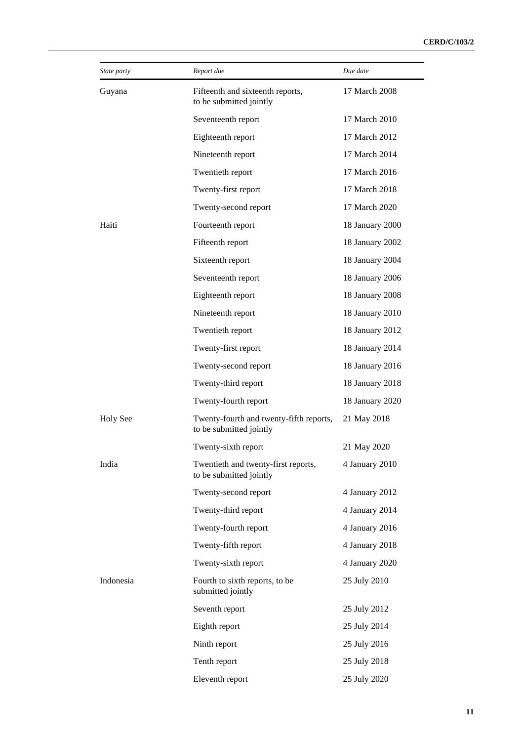| State party | Report due | Due date |
|---|---|---|
| Guyana | Fifteenth and sixteenth reports, to be submitted jointly | 17 March 2008 |
| | Seventeenth report | 17 March 2010 |
| | Eighteenth report | 17 March 2012 |
| | Nineteenth report | 17 March 2014 |
| | Twentieth report | 17 March 2016 |
| | Twenty-first report | 17 March 2018 |
| | Twenty-second report | 17 March 2020 |
| Haiti | Fourteenth report | 18 January 2000 |
| | Fifteenth report | 18 January 2002 |
| | Sixteenth report | 18 January 2004 |
| | Seventeenth report | 18 January 2006 |
| | Eighteenth report | 18 January 2008 |
| | Nineteenth report | 18 January 2010 |
| | Twentieth report | 18 January 2012 |
| | Twenty-first report | 18 January 2014 |
| | Twenty-second report | 18 January 2016 |
| | Twenty-third report | 18 January 2018 |
| | Twenty-fourth report | 18 January 2020 |
| Holy See | Twenty-fourth and twenty-fifth reports, to be submitted jointly | 21 May 2018 |
| | Twenty-sixth report | 21 May 2020 |
| India | Twentieth and twenty-first reports, to be submitted jointly | 4 January 2010 |
| | Twenty-second report | 4 January 2012 |
| | Twenty-third report | 4 January 2014 |
| | Twenty-fourth report | 4 January 2016 |
| | Twenty-fifth report | 4 January 2018 |
| | Twenty-sixth report | 4 January 2020 |
| Indonesia | Fourth to sixth reports, to be submitted jointly | 25 July 2010 |
| | Seventh report | 25 July 2012 |
| | Eighth report | 25 July 2014 |
| | Ninth report | 25 July 2016 |
| | Tenth report | 25 July 2018 |
| | Eleventh report | 25 July 2020 |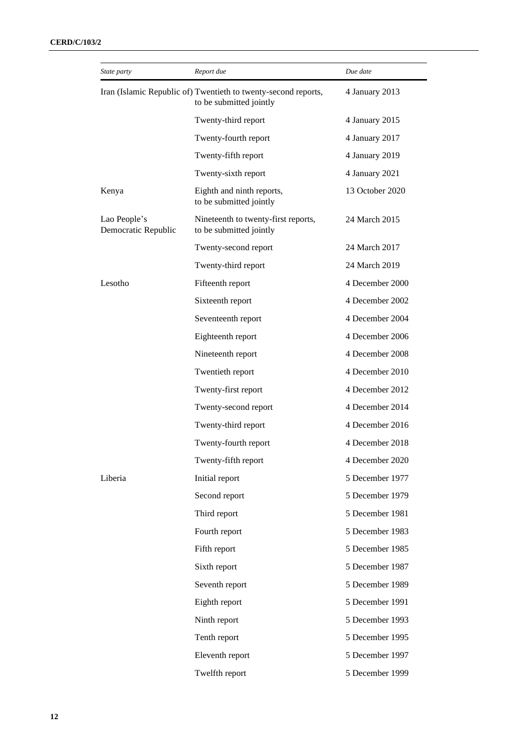| State party | Report due | Due date |
|---|---|---|
| Iran (Islamic Republic of) | Twentieth to twenty-second reports, to be submitted jointly | 4 January 2013 |
| | Twenty-third report | 4 January 2015 |
| | Twenty-fourth report | 4 January 2017 |
| | Twenty-fifth report | 4 January 2019 |
| | Twenty-sixth report | 4 January 2021 |
| Kenya | Eighth and ninth reports, to be submitted jointly | 13 October 2020 |
| Lao People's Democratic Republic | Nineteenth to twenty-first reports, to be submitted jointly | 24 March 2015 |
| | Twenty-second report | 24 March 2017 |
| | Twenty-third report | 24 March 2019 |
| Lesotho | Fifteenth report | 4 December 2000 |
| | Sixteenth report | 4 December 2002 |
| | Seventeenth report | 4 December 2004 |
| | Eighteenth report | 4 December 2006 |
| | Nineteenth report | 4 December 2008 |
| | Twentieth report | 4 December 2010 |
| | Twenty-first report | 4 December 2012 |
| | Twenty-second report | 4 December 2014 |
| | Twenty-third report | 4 December 2016 |
| | Twenty-fourth report | 4 December 2018 |
| | Twenty-fifth report | 4 December 2020 |
| Liberia | Initial report | 5 December 1977 |
| | Second report | 5 December 1979 |
| | Third report | 5 December 1981 |
| | Fourth report | 5 December 1983 |
| | Fifth report | 5 December 1985 |
| | Sixth report | 5 December 1987 |
| | Seventh report | 5 December 1989 |
| | Eighth report | 5 December 1991 |
| | Ninth report | 5 December 1993 |
| | Tenth report | 5 December 1995 |
| | Eleventh report | 5 December 1997 |
| | Twelfth report | 5 December 1999 |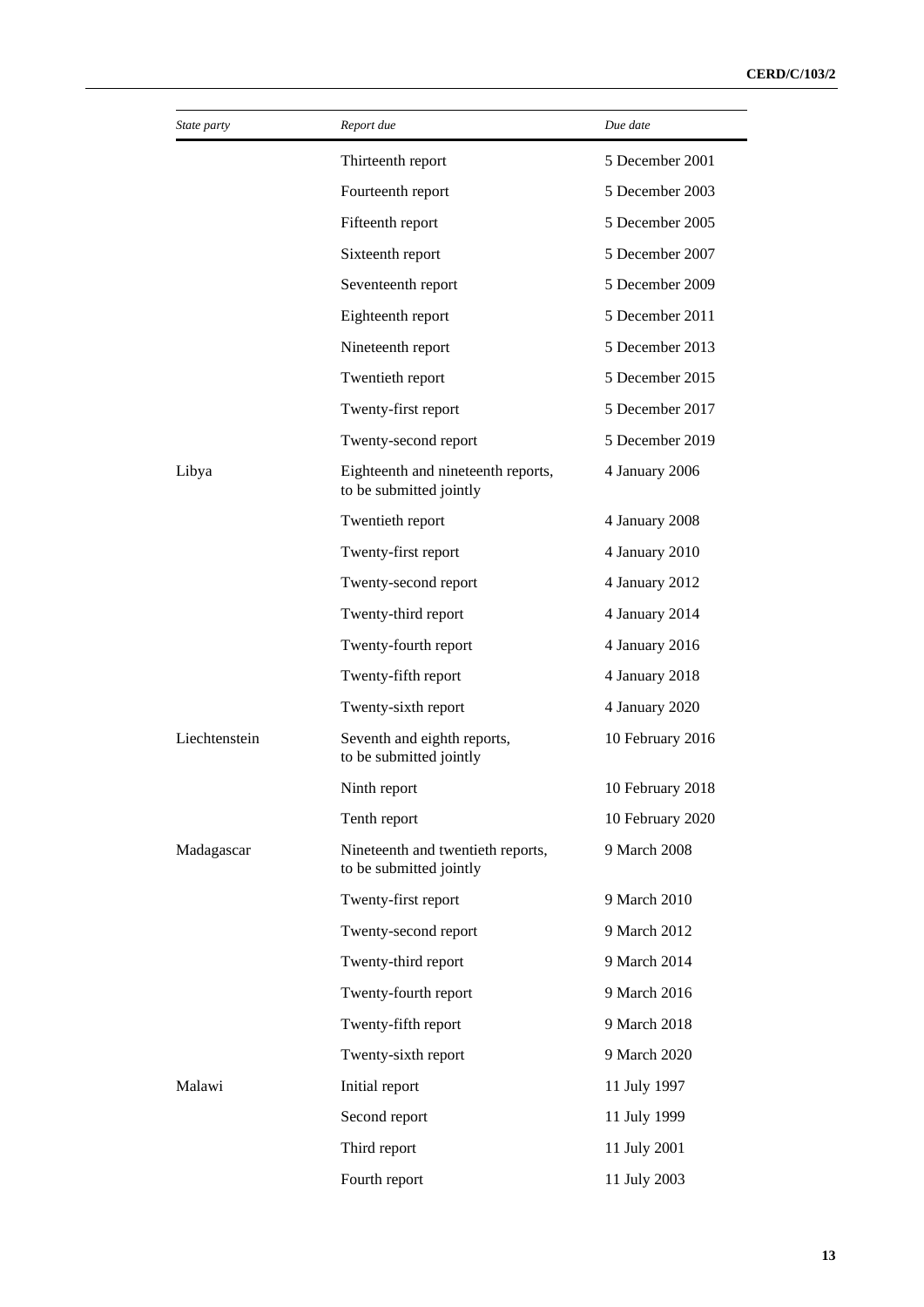| *State party* | *Report due* | *Due date* |
|---|---|---|
| | Thirteenth report | 5 December 2001 |
| | Fourteenth report | 5 December 2003 |
| | Fifteenth report | 5 December 2005 |
| | Sixteenth report | 5 December 2007 |
| | Seventeenth report | 5 December 2009 |
| | Eighteenth report | 5 December 2011 |
| | Nineteenth report | 5 December 2013 |
| | Twentieth report | 5 December 2015 |
| | Twenty-first report | 5 December 2017 |
| | Twenty-second report | 5 December 2019 |
| Libya | Eighteenth and nineteenth reports, to be submitted jointly | 4 January 2006 |
| | Twentieth report | 4 January 2008 |
| | Twenty-first report | 4 January 2010 |
| | Twenty-second report | 4 January 2012 |
| | Twenty-third report | 4 January 2014 |
| | Twenty-fourth report | 4 January 2016 |
| | Twenty-fifth report | 4 January 2018 |
| | Twenty-sixth report | 4 January 2020 |
| Liechtenstein | Seventh and eighth reports, to be submitted jointly | 10 February 2016 |
| | Ninth report | 10 February 2018 |
| | Tenth report | 10 February 2020 |
| Madagascar | Nineteenth and twentieth reports, to be submitted jointly | 9 March 2008 |
| | Twenty-first report | 9 March 2010 |
| | Twenty-second report | 9 March 2012 |
| | Twenty-third report | 9 March 2014 |
| | Twenty-fourth report | 9 March 2016 |
| | Twenty-fifth report | 9 March 2018 |
| | Twenty-sixth report | 9 March 2020 |
| Malawi | Initial report | 11 July 1997 |
| | Second report | 11 July 1999 |
| | Third report | 11 July 2001 |
| | Fourth report | 11 July 2003 |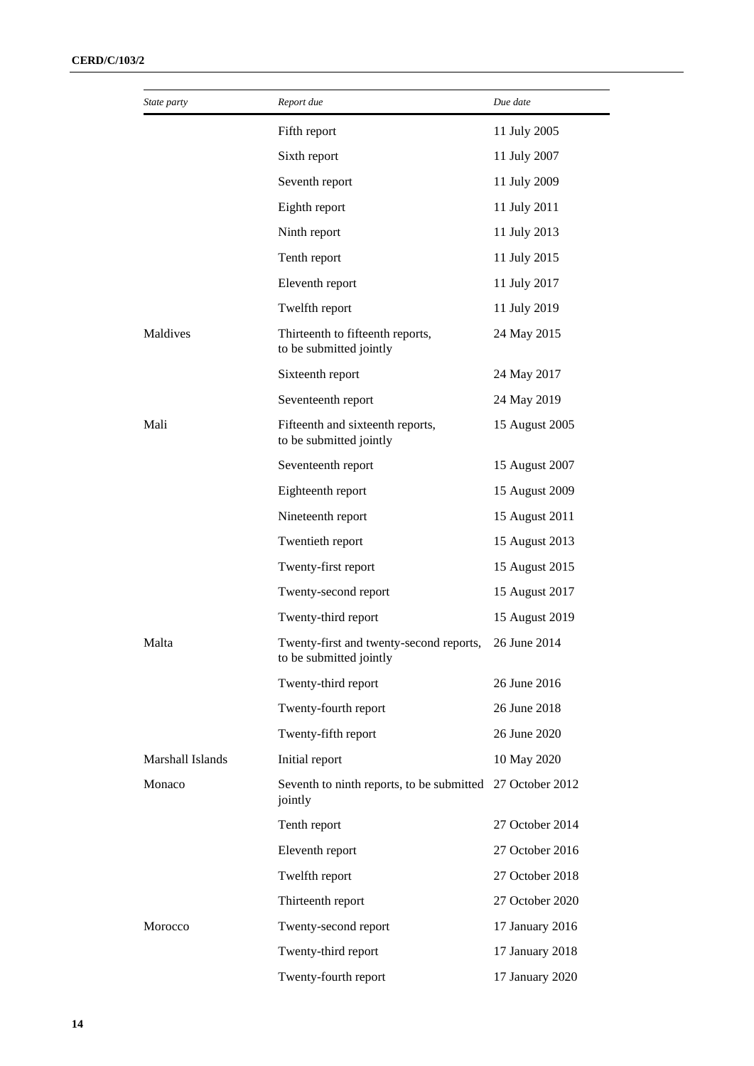| *State party* | *Report due* | *Due date* |
|---|---|---|
| | Fifth report | 11 July 2005 |
| | Sixth report | 11 July 2007 |
| | Seventh report | 11 July 2009 |
| | Eighth report | 11 July 2011 |
| | Ninth report | 11 July 2013 |
| | Tenth report | 11 July 2015 |
| | Eleventh report | 11 July 2017 |
| | Twelfth report | 11 July 2019 |
| Maldives | Thirteenth to fifteenth reports, to be submitted jointly | 24 May 2015 |
| | Sixteenth report | 24 May 2017 |
| | Seventeenth report | 24 May 2019 |
| Mali | Fifteenth and sixteenth reports, to be submitted jointly | 15 August 2005 |
| | Seventeenth report | 15 August 2007 |
| | Eighteenth report | 15 August 2009 |
| | Nineteenth report | 15 August 2011 |
| | Twentieth report | 15 August 2013 |
| | Twenty-first report | 15 August 2015 |
| | Twenty-second report | 15 August 2017 |
| | Twenty-third report | 15 August 2019 |
| Malta | Twenty-first and twenty-second reports, to be submitted jointly | 26 June 2014 |
| | Twenty-third report | 26 June 2016 |
| | Twenty-fourth report | 26 June 2018 |
| | Twenty-fifth report | 26 June 2020 |
| Marshall Islands | Initial report | 10 May 2020 |
| Monaco | Seventh to ninth reports, to be submitted jointly | 27 October 2012 |
| | Tenth report | 27 October 2014 |
| | Eleventh report | 27 October 2016 |
| | Twelfth report | 27 October 2018 |
| | Thirteenth report | 27 October 2020 |
| Morocco | Twenty-second report | 17 January 2016 |
| | Twenty-third report | 17 January 2018 |
| | Twenty-fourth report | 17 January 2020 |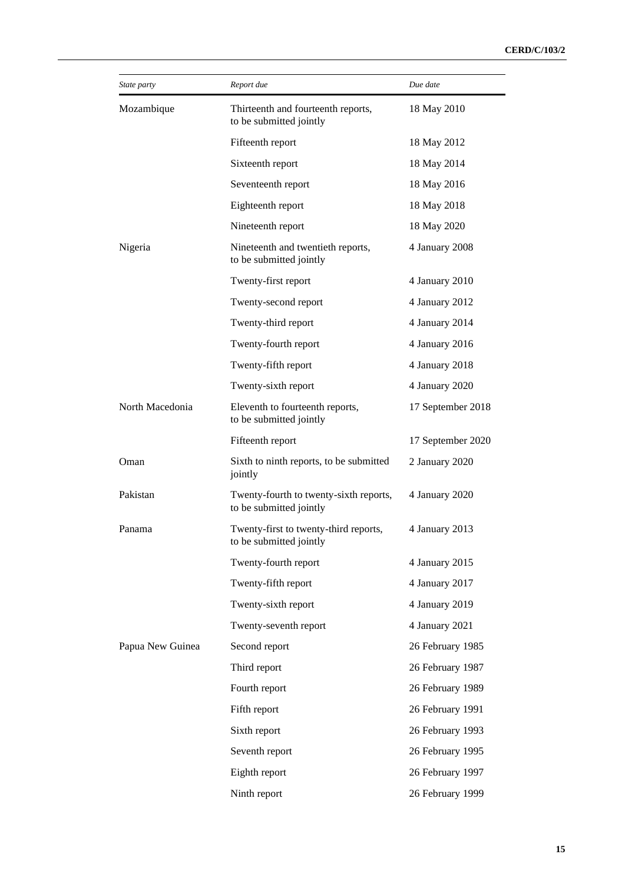| *State party* | *Report due* | *Due date* |
|---|---|---|
| Mozambique | Thirteenth and fourteenth reports, to be submitted jointly | 18 May 2010 |
| | Fifteenth report | 18 May 2012 |
| | Sixteenth report | 18 May 2014 |
| | Seventeenth report | 18 May 2016 |
| | Eighteenth report | 18 May 2018 |
| | Nineteenth report | 18 May 2020 |
| Nigeria | Nineteenth and twentieth reports, to be submitted jointly | 4 January 2008 |
| | Twenty-first report | 4 January 2010 |
| | Twenty-second report | 4 January 2012 |
| | Twenty-third report | 4 January 2014 |
| | Twenty-fourth report | 4 January 2016 |
| | Twenty-fifth report | 4 January 2018 |
| | Twenty-sixth report | 4 January 2020 |
| North Macedonia | Eleventh to fourteenth reports, to be submitted jointly | 17 September 2018 |
| | Fifteenth report | 17 September 2020 |
| Oman | Sixth to ninth reports, to be submitted jointly | 2 January 2020 |
| Pakistan | Twenty-fourth to twenty-sixth reports, to be submitted jointly | 4 January 2020 |
| Panama | Twenty-first to twenty-third reports, to be submitted jointly | 4 January 2013 |
| | Twenty-fourth report | 4 January 2015 |
| | Twenty-fifth report | 4 January 2017 |
| | Twenty-sixth report | 4 January 2019 |
| | Twenty-seventh report | 4 January 2021 |
| Papua New Guinea | Second report | 26 February 1985 |
| | Third report | 26 February 1987 |
| | Fourth report | 26 February 1989 |
| | Fifth report | 26 February 1991 |
| | Sixth report | 26 February 1993 |
| | Seventh report | 26 February 1995 |
| | Eighth report | 26 February 1997 |
| | Ninth report | 26 February 1999 |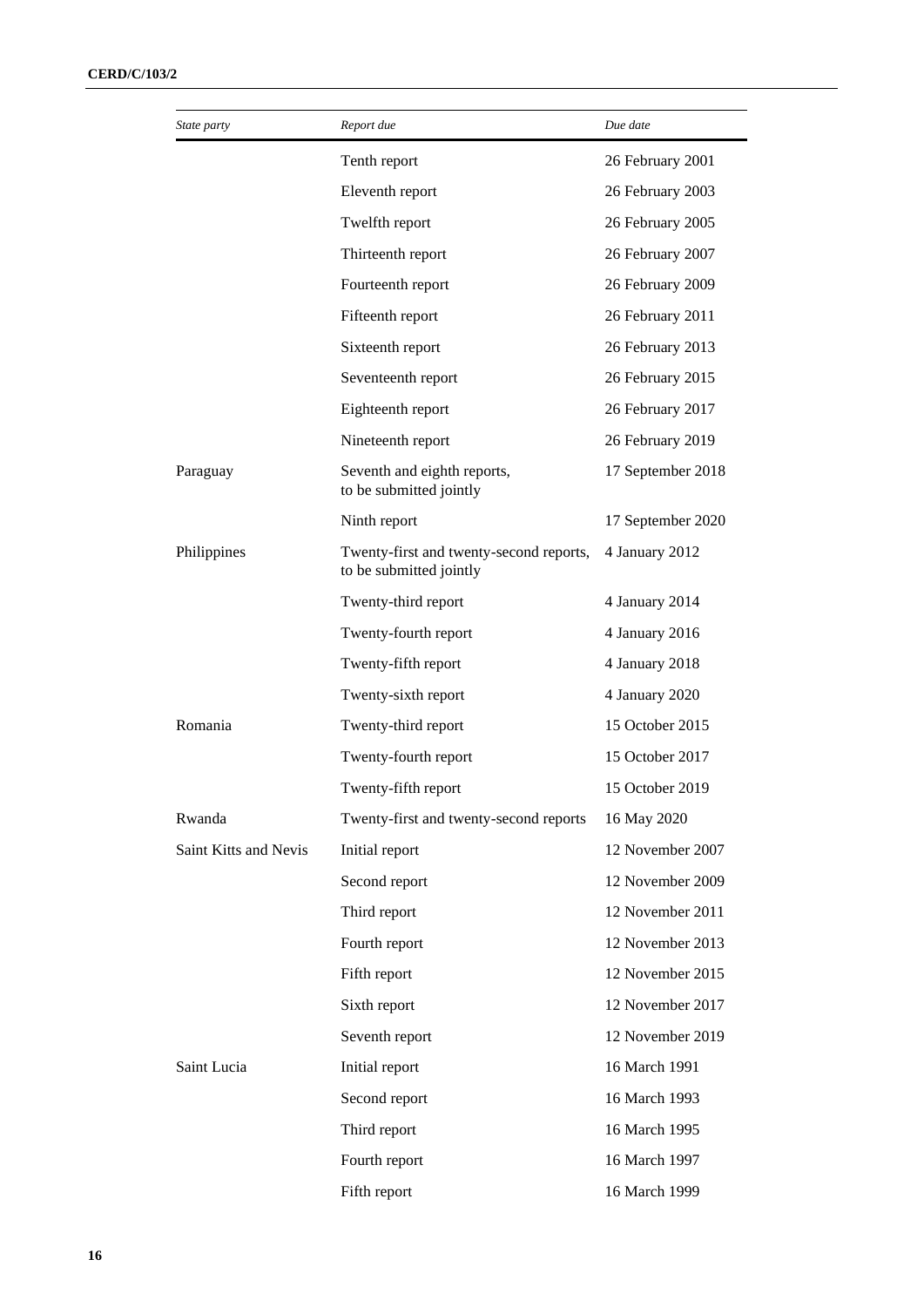| *State party* | *Report due* | *Due date* |
|---|---|---|
| | Tenth report | 26 February 2001 |
| | Eleventh report | 26 February 2003 |
| | Twelfth report | 26 February 2005 |
| | Thirteenth report | 26 February 2007 |
| | Fourteenth report | 26 February 2009 |
| | Fifteenth report | 26 February 2011 |
| | Sixteenth report | 26 February 2013 |
| | Seventeenth report | 26 February 2015 |
| | Eighteenth report | 26 February 2017 |
| | Nineteenth report | 26 February 2019 |
| Paraguay | Seventh and eighth reports, to be submitted jointly | 17 September 2018 |
| | Ninth report | 17 September 2020 |
| Philippines | Twenty-first and twenty-second reports, to be submitted jointly | 4 January 2012 |
| | Twenty-third report | 4 January 2014 |
| | Twenty-fourth report | 4 January 2016 |
| | Twenty-fifth report | 4 January 2018 |
| | Twenty-sixth report | 4 January 2020 |
| Romania | Twenty-third report | 15 October 2015 |
| | Twenty-fourth report | 15 October 2017 |
| | Twenty-fifth report | 15 October 2019 |
| Rwanda | Twenty-first and twenty-second reports | 16 May 2020 |
| Saint Kitts and Nevis | Initial report | 12 November 2007 |
| | Second report | 12 November 2009 |
| | Third report | 12 November 2011 |
| | Fourth report | 12 November 2013 |
| | Fifth report | 12 November 2015 |
| | Sixth report | 12 November 2017 |
| | Seventh report | 12 November 2019 |
| Saint Lucia | Initial report | 16 March 1991 |
| | Second report | 16 March 1993 |
| | Third report | 16 March 1995 |
| | Fourth report | 16 March 1997 |
| | Fifth report | 16 March 1999 |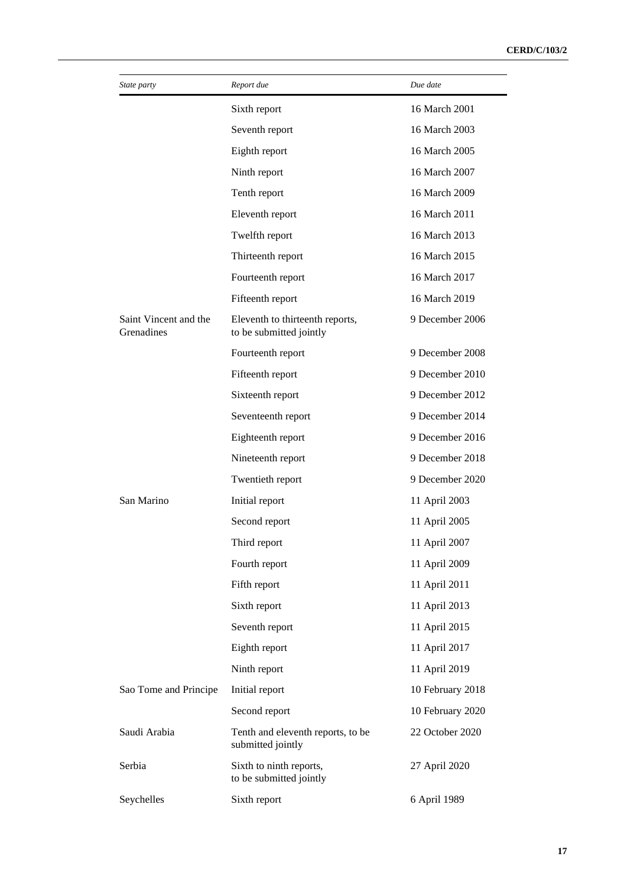| *State party* | *Report due* | *Due date* |
| --- | --- | --- |
| | Sixth report | 16 March 2001 |
| | Seventh report | 16 March 2003 |
| | Eighth report | 16 March 2005 |
| | Ninth report | 16 March 2007 |
| | Tenth report | 16 March 2009 |
| | Eleventh report | 16 March 2011 |
| | Twelfth report | 16 March 2013 |
| | Thirteenth report | 16 March 2015 |
| | Fourteenth report | 16 March 2017 |
| | Fifteenth report | 16 March 2019 |
| Saint Vincent and the Grenadines | Eleventh to thirteenth reports, to be submitted jointly | 9 December 2006 |
| | Fourteenth report | 9 December 2008 |
| | Fifteenth report | 9 December 2010 |
| | Sixteenth report | 9 December 2012 |
| | Seventeenth report | 9 December 2014 |
| | Eighteenth report | 9 December 2016 |
| | Nineteenth report | 9 December 2018 |
| | Twentieth report | 9 December 2020 |
| San Marino | Initial report | 11 April 2003 |
| | Second report | 11 April 2005 |
| | Third report | 11 April 2007 |
| | Fourth report | 11 April 2009 |
| | Fifth report | 11 April 2011 |
| | Sixth report | 11 April 2013 |
| | Seventh report | 11 April 2015 |
| | Eighth report | 11 April 2017 |
| | Ninth report | 11 April 2019 |
| Sao Tome and Principe | Initial report | 10 February 2018 |
| | Second report | 10 February 2020 |
| Saudi Arabia | Tenth and eleventh reports, to be submitted jointly | 22 October 2020 |
| Serbia | Sixth to ninth reports, to be submitted jointly | 27 April 2020 |
| Seychelles | Sixth report | 6 April 1989 |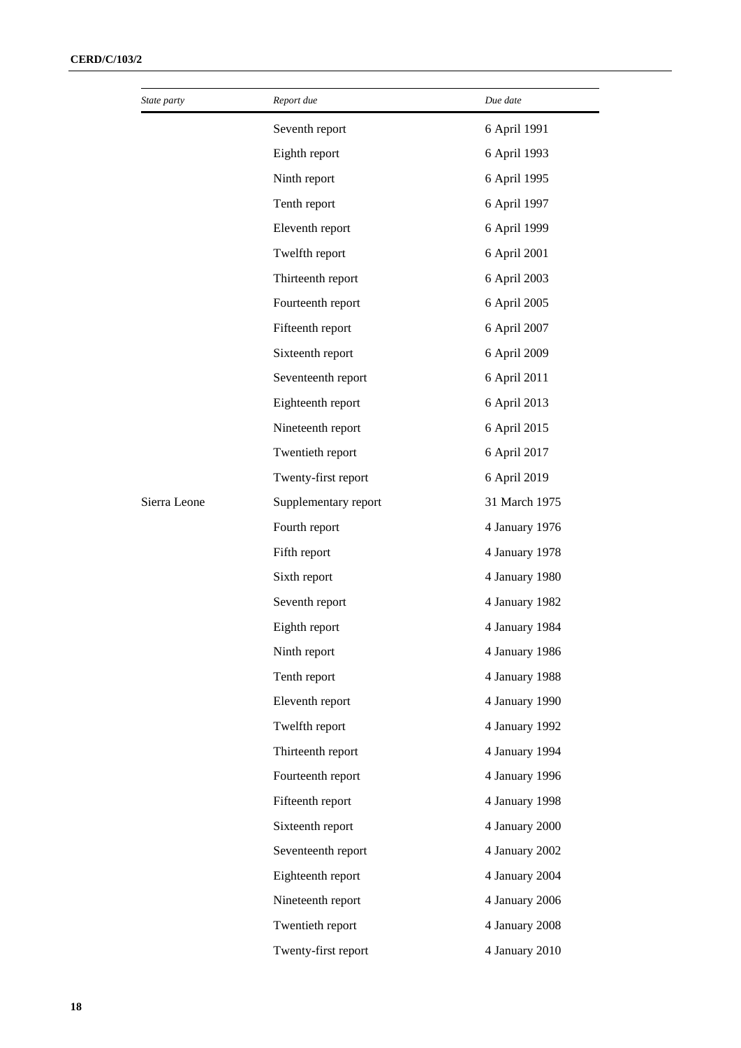| State party | Report due | Due date |
|---|---|---|
| | Seventh report | 6 April 1991 |
| | Eighth report | 6 April 1993 |
| | Ninth report | 6 April 1995 |
| | Tenth report | 6 April 1997 |
| | Eleventh report | 6 April 1999 |
| | Twelfth report | 6 April 2001 |
| | Thirteenth report | 6 April 2003 |
| | Fourteenth report | 6 April 2005 |
| | Fifteenth report | 6 April 2007 |
| | Sixteenth report | 6 April 2009 |
| | Seventeenth report | 6 April 2011 |
| | Eighteenth report | 6 April 2013 |
| | Nineteenth report | 6 April 2015 |
| | Twentieth report | 6 April 2017 |
| | Twenty-first report | 6 April 2019 |
| Sierra Leone | Supplementary report | 31 March 1975 |
| | Fourth report | 4 January 1976 |
| | Fifth report | 4 January 1978 |
| | Sixth report | 4 January 1980 |
| | Seventh report | 4 January 1982 |
| | Eighth report | 4 January 1984 |
| | Ninth report | 4 January 1986 |
| | Tenth report | 4 January 1988 |
| | Eleventh report | 4 January 1990 |
| | Twelfth report | 4 January 1992 |
| | Thirteenth report | 4 January 1994 |
| | Fourteenth report | 4 January 1996 |
| | Fifteenth report | 4 January 1998 |
| | Sixteenth report | 4 January 2000 |
| | Seventeenth report | 4 January 2002 |
| | Eighteenth report | 4 January 2004 |
| | Nineteenth report | 4 January 2006 |
| | Twentieth report | 4 January 2008 |
| | Twenty-first report | 4 January 2010 |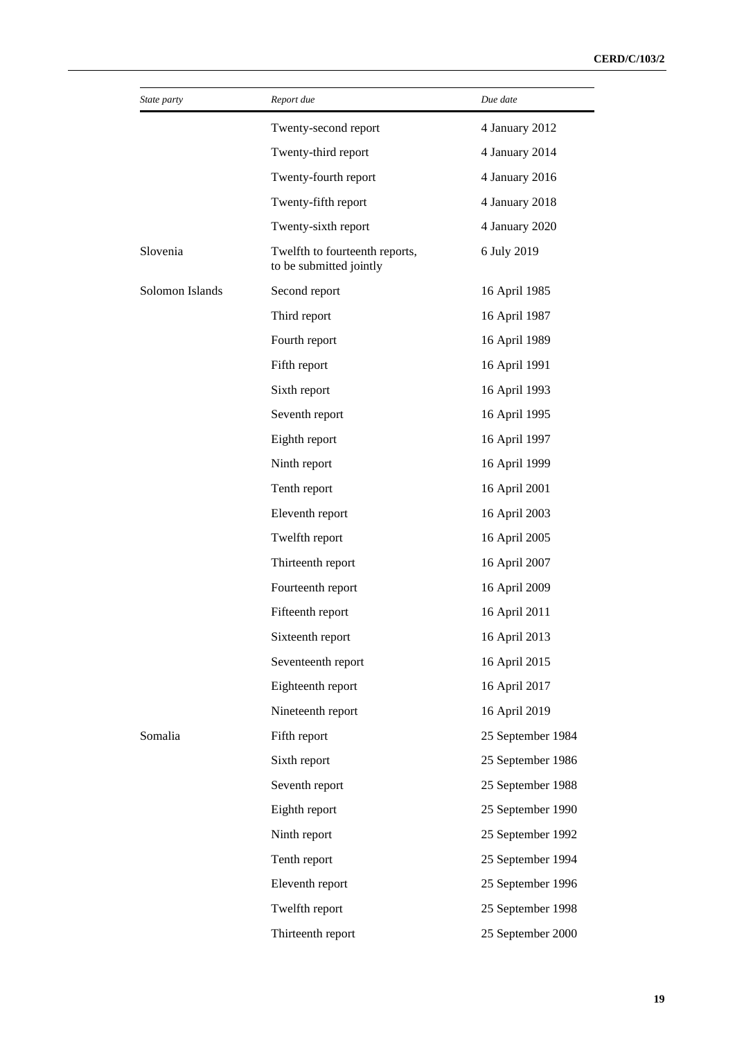| State party | Report due | Due date |
| --- | --- | --- |
| | Twenty-second report | 4 January 2012 |
| | Twenty-third report | 4 January 2014 |
| | Twenty-fourth report | 4 January 2016 |
| | Twenty-fifth report | 4 January 2018 |
| | Twenty-sixth report | 4 January 2020 |
| Slovenia | Twelfth to fourteenth reports, to be submitted jointly | 6 July 2019 |
| Solomon Islands | Second report | 16 April 1985 |
| | Third report | 16 April 1987 |
| | Fourth report | 16 April 1989 |
| | Fifth report | 16 April 1991 |
| | Sixth report | 16 April 1993 |
| | Seventh report | 16 April 1995 |
| | Eighth report | 16 April 1997 |
| | Ninth report | 16 April 1999 |
| | Tenth report | 16 April 2001 |
| | Eleventh report | 16 April 2003 |
| | Twelfth report | 16 April 2005 |
| | Thirteenth report | 16 April 2007 |
| | Fourteenth report | 16 April 2009 |
| | Fifteenth report | 16 April 2011 |
| | Sixteenth report | 16 April 2013 |
| | Seventeenth report | 16 April 2015 |
| | Eighteenth report | 16 April 2017 |
| | Nineteenth report | 16 April 2019 |
| Somalia | Fifth report | 25 September 1984 |
| | Sixth report | 25 September 1986 |
| | Seventh report | 25 September 1988 |
| | Eighth report | 25 September 1990 |
| | Ninth report | 25 September 1992 |
| | Tenth report | 25 September 1994 |
| | Eleventh report | 25 September 1996 |
| | Twelfth report | 25 September 1998 |
| | Thirteenth report | 25 September 2000 |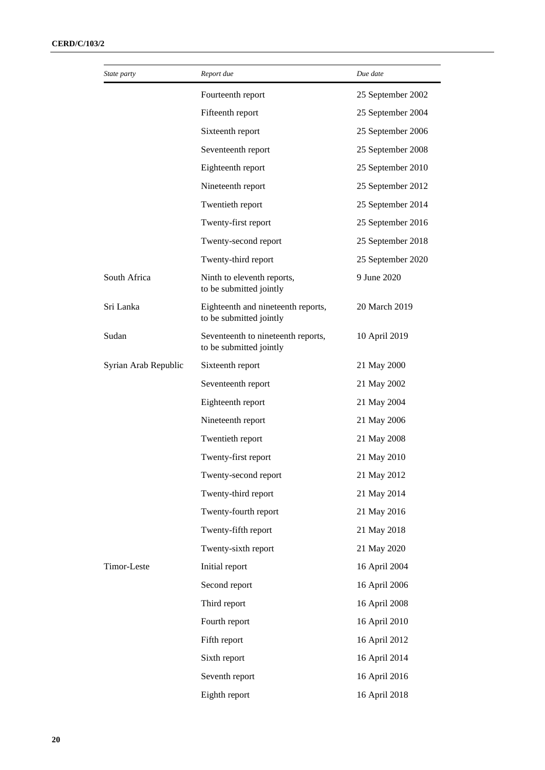| *State party* | *Report due* | *Due date* |
|---|---|---|
| | Fourteenth report | 25 September 2002 |
| | Fifteenth report | 25 September 2004 |
| | Sixteenth report | 25 September 2006 |
| | Seventeenth report | 25 September 2008 |
| | Eighteenth report | 25 September 2010 |
| | Nineteenth report | 25 September 2012 |
| | Twentieth report | 25 September 2014 |
| | Twenty-first report | 25 September 2016 |
| | Twenty-second report | 25 September 2018 |
| | Twenty-third report | 25 September 2020 |
| South Africa | Ninth to eleventh reports, to be submitted jointly | 9 June 2020 |
| Sri Lanka | Eighteenth and nineteenth reports, to be submitted jointly | 20 March 2019 |
| Sudan | Seventeenth to nineteenth reports, to be submitted jointly | 10 April 2019 |
| Syrian Arab Republic | Sixteenth report | 21 May 2000 |
| | Seventeenth report | 21 May 2002 |
| | Eighteenth report | 21 May 2004 |
| | Nineteenth report | 21 May 2006 |
| | Twentieth report | 21 May 2008 |
| | Twenty-first report | 21 May 2010 |
| | Twenty-second report | 21 May 2012 |
| | Twenty-third report | 21 May 2014 |
| | Twenty-fourth report | 21 May 2016 |
| | Twenty-fifth report | 21 May 2018 |
| | Twenty-sixth report | 21 May 2020 |
| Timor-Leste | Initial report | 16 April 2004 |
| | Second report | 16 April 2006 |
| | Third report | 16 April 2008 |
| | Fourth report | 16 April 2010 |
| | Fifth report | 16 April 2012 |
| | Sixth report | 16 April 2014 |
| | Seventh report | 16 April 2016 |
| | Eighth report | 16 April 2018 |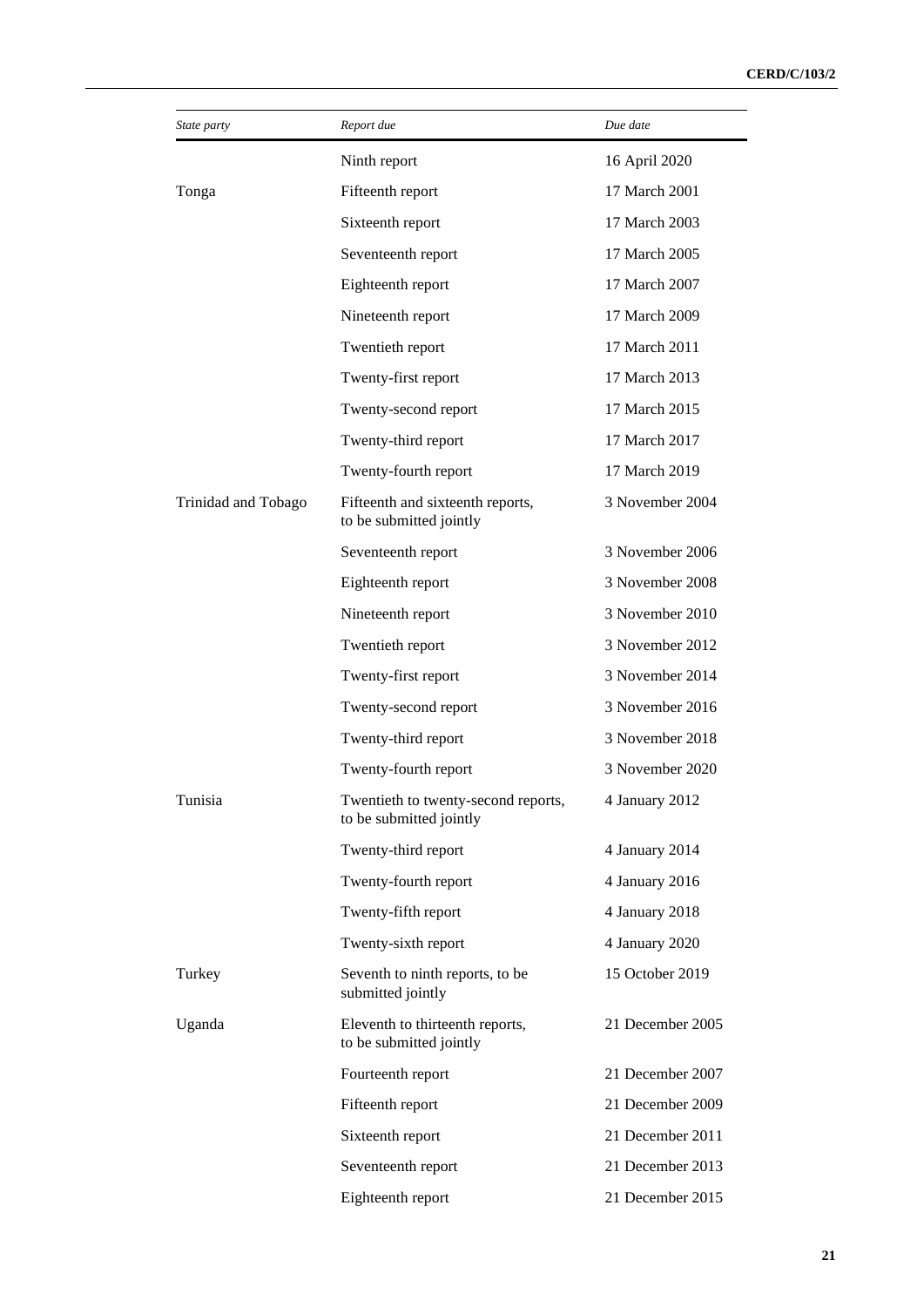| *State party* | *Report due* | *Due date* |
|---|---|---|
| | Ninth report | 16 April 2020 |
| Tonga | Fifteenth report | 17 March 2001 |
| | Sixteenth report | 17 March 2003 |
| | Seventeenth report | 17 March 2005 |
| | Eighteenth report | 17 March 2007 |
| | Nineteenth report | 17 March 2009 |
| | Twentieth report | 17 March 2011 |
| | Twenty-first report | 17 March 2013 |
| | Twenty-second report | 17 March 2015 |
| | Twenty-third report | 17 March 2017 |
| | Twenty-fourth report | 17 March 2019 |
| Trinidad and Tobago | Fifteenth and sixteenth reports, to be submitted jointly | 3 November 2004 |
| | Seventeenth report | 3 November 2006 |
| | Eighteenth report | 3 November 2008 |
| | Nineteenth report | 3 November 2010 |
| | Twentieth report | 3 November 2012 |
| | Twenty-first report | 3 November 2014 |
| | Twenty-second report | 3 November 2016 |
| | Twenty-third report | 3 November 2018 |
| | Twenty-fourth report | 3 November 2020 |
| Tunisia | Twentieth to twenty-second reports, to be submitted jointly | 4 January 2012 |
| | Twenty-third report | 4 January 2014 |
| | Twenty-fourth report | 4 January 2016 |
| | Twenty-fifth report | 4 January 2018 |
| | Twenty-sixth report | 4 January 2020 |
| Turkey | Seventh to ninth reports, to be submitted jointly | 15 October 2019 |
| Uganda | Eleventh to thirteenth reports, to be submitted jointly | 21 December 2005 |
| | Fourteenth report | 21 December 2007 |
| | Fifteenth report | 21 December 2009 |
| | Sixteenth report | 21 December 2011 |
| | Seventeenth report | 21 December 2013 |
| | Eighteenth report | 21 December 2015 |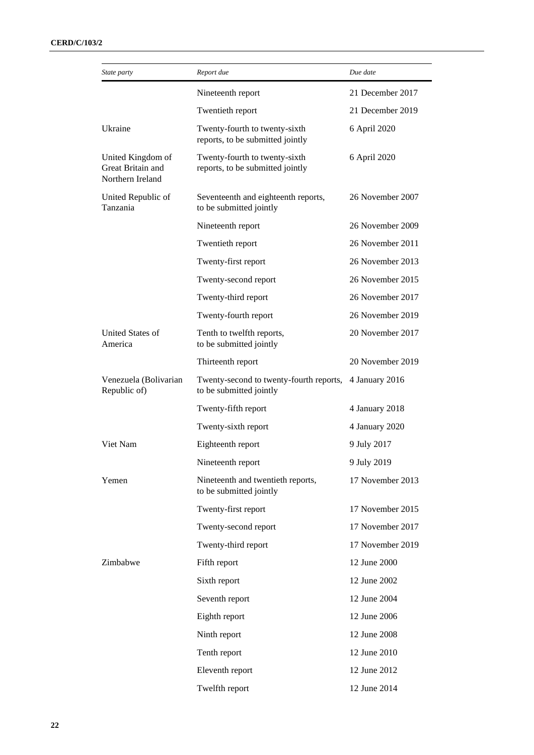| *State party* | *Report due* | *Due date* |
|---|---|---|
| | Nineteenth report | 21 December 2017 |
| | Twentieth report | 21 December 2019 |
| Ukraine | Twenty-fourth to twenty-sixth reports, to be submitted jointly | 6 April 2020 |
| United Kingdom of Great Britain and Northern Ireland | Twenty-fourth to twenty-sixth reports, to be submitted jointly | 6 April 2020 |
| United Republic of Tanzania | Seventeenth and eighteenth reports, to be submitted jointly | 26 November 2007 |
| | Nineteenth report | 26 November 2009 |
| | Twentieth report | 26 November 2011 |
| | Twenty-first report | 26 November 2013 |
| | Twenty-second report | 26 November 2015 |
| | Twenty-third report | 26 November 2017 |
| | Twenty-fourth report | 26 November 2019 |
| United States of America | Tenth to twelfth reports, to be submitted jointly | 20 November 2017 |
| | Thirteenth report | 20 November 2019 |
| Venezuela (Bolivarian Republic of) | Twenty-second to twenty-fourth reports, to be submitted jointly | 4 January 2016 |
| | Twenty-fifth report | 4 January 2018 |
| | Twenty-sixth report | 4 January 2020 |
| Viet Nam | Eighteenth report | 9 July 2017 |
| | Nineteenth report | 9 July 2019 |
| Yemen | Nineteenth and twentieth reports, to be submitted jointly | 17 November 2013 |
| | Twenty-first report | 17 November 2015 |
| | Twenty-second report | 17 November 2017 |
| | Twenty-third report | 17 November 2019 |
| Zimbabwe | Fifth report | 12 June 2000 |
| | Sixth report | 12 June 2002 |
| | Seventh report | 12 June 2004 |
| | Eighth report | 12 June 2006 |
| | Ninth report | 12 June 2008 |
| | Tenth report | 12 June 2010 |
| | Eleventh report | 12 June 2012 |
| | Twelfth report | 12 June 2014 |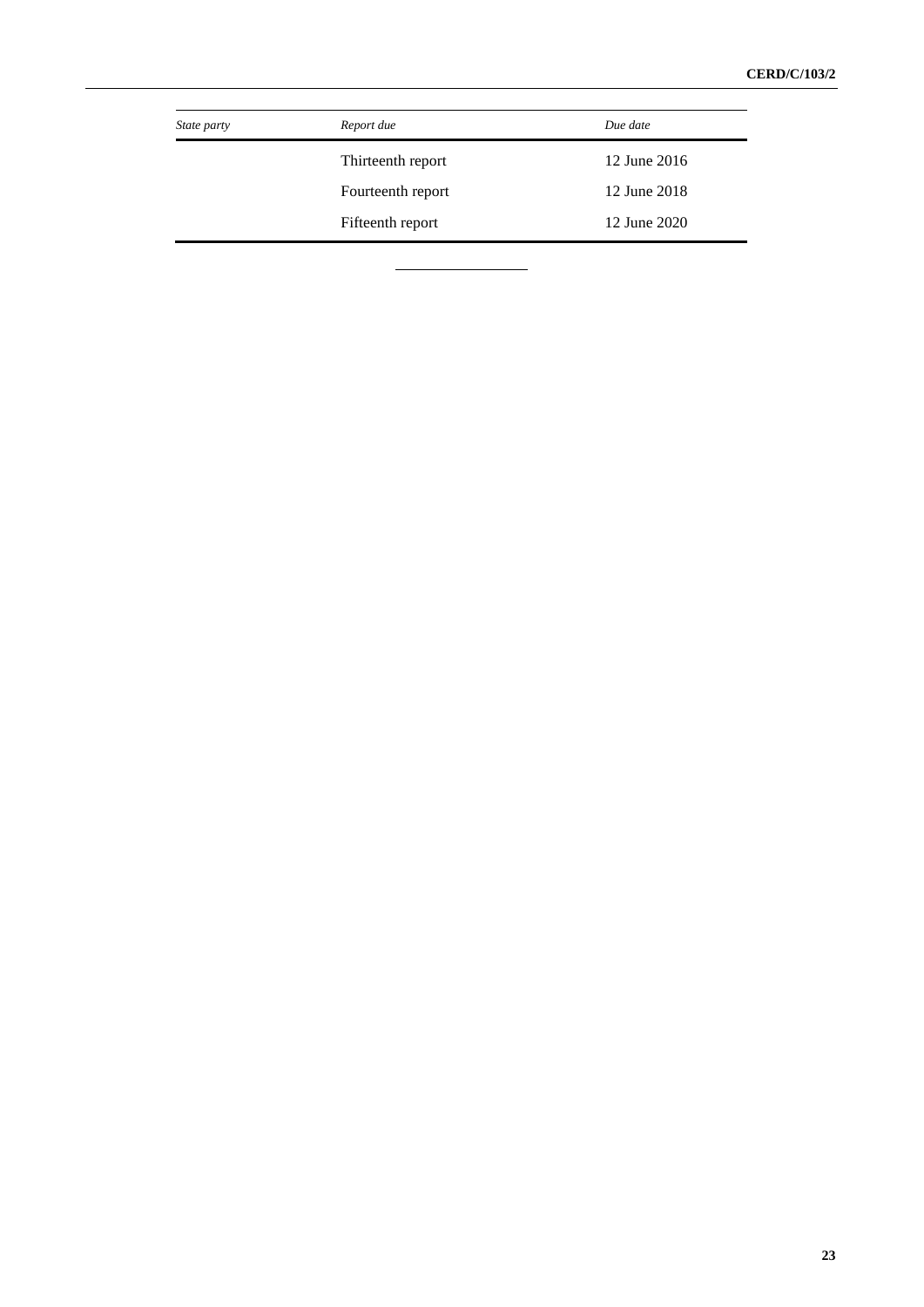| *State party* | *Report due* | *Due date* |
| --- | --- | --- |
| | Thirteenth report | 12 June 2016 |
| | Fourteenth report | 12 June 2018 |
| | Fifteenth report | 12 June 2020 |